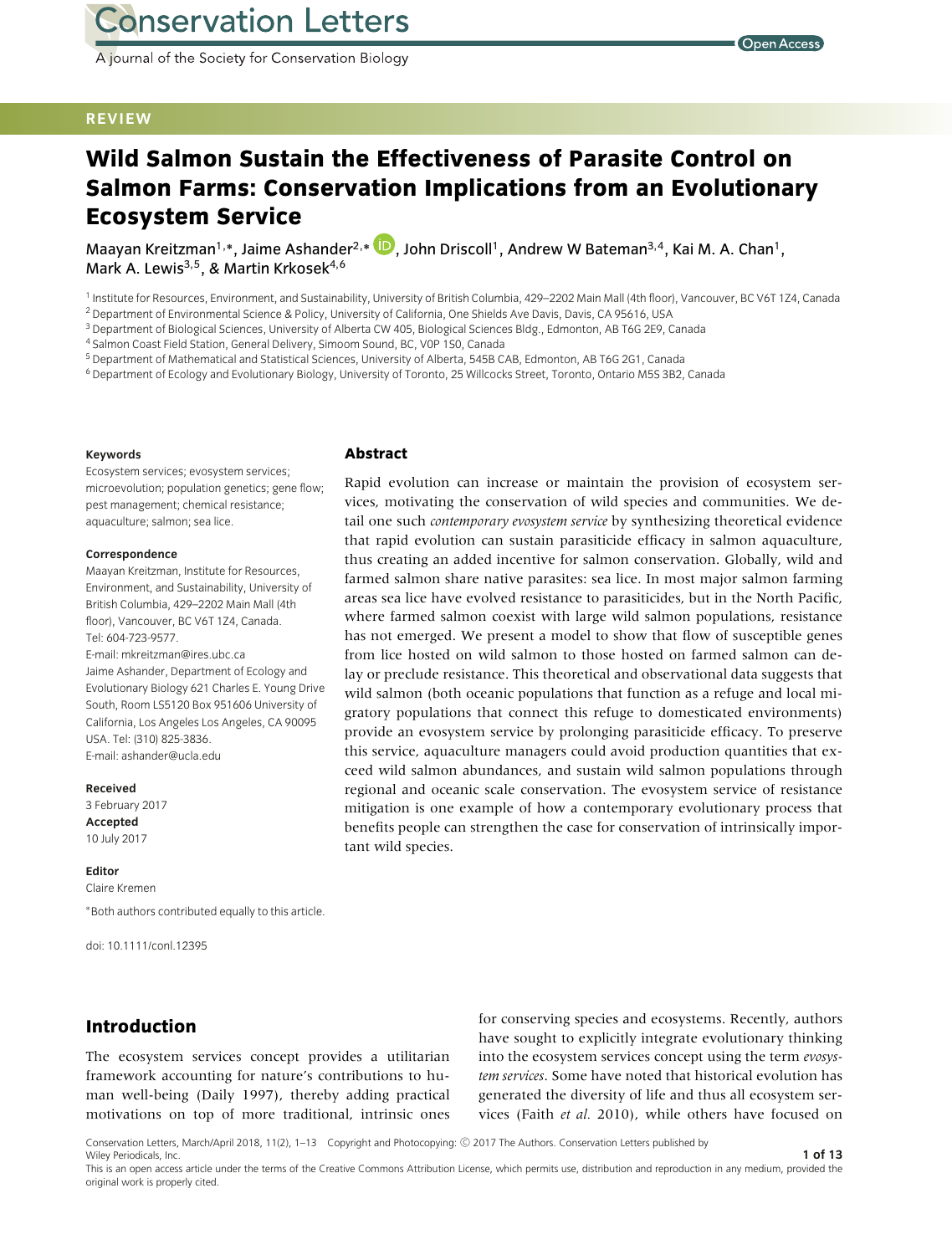Conservation Letters

A journal of the Society for Conservation Biology

Open Access

REVIEW

# Wild Salmon Sustain the Effectiveness of Parasite Control on Salmon Farms: Conservation Implications from an Evolutionary Ecosystem Service

Maayan Kreitzman[1,*], Jaime Ashander[2,*], John Driscoll[1], Andrew W Bateman[3,4], Kai M. A. Chan[1], Mark A. Lewis[3,5], & Martin Krkosek[4,6]

[1] Institute for Resources, Environment, and Sustainability, University of British Columbia, 429–2202 Main Mall (4th floor), Vancouver, BC V6T 1Z4, Canada
[2] Department of Environmental Science & Policy, University of California, One Shields Ave Davis, Davis, CA 95616, USA
[3] Department of Biological Sciences, University of Alberta CW 405, Biological Sciences Bldg., Edmonton, AB T6G 2E9, Canada
[4] Salmon Coast Field Station, General Delivery, Simoom Sound, BC, V0P 1S0, Canada
[5] Department of Mathematical and Statistical Sciences, University of Alberta, 545B CAB, Edmonton, AB T6G 2G1, Canada
[6] Department of Ecology and Evolutionary Biology, University of Toronto, 25 Willcocks Street, Toronto, Ontario M5S 3B2, Canada

**Keywords**

Ecosystem services; evosystem services; microevolution; population genetics; gene flow; pest management; chemical resistance; aquaculture; salmon; sea lice.

**Correspondence**

Maayan Kreitzman, Institute for Resources, Environment, and Sustainability, University of British Columbia, 429–2202 Main Mall (4th floor), Vancouver, BC V6T 1Z4, Canada.
Tel: 604-723-9577.
E-mail: mkreitzman@ires.ubc.ca
Jaime Ashander, Department of Ecology and Evolutionary Biology 621 Charles E. Young Drive South, Room LS5120 Box 951606 University of California, Los Angeles Los Angeles, CA 90095 USA. Tel: (310) 825-3836.
E-mail: ashander@ucla.edu

**Received**
3 February 2017
**Accepted**
10 July 2017

**Editor**
Claire Kremen

*Both authors contributed equally to this article.

doi: 10.1111/conl.12395

## Abstract

Rapid evolution can increase or maintain the provision of ecosystem services, motivating the conservation of wild species and communities. We detail one such *contemporary evosystem service* by synthesizing theoretical evidence that rapid evolution can sustain parasiticide efficacy in salmon aquaculture, thus creating an added incentive for salmon conservation. Globally, wild and farmed salmon share native parasites: sea lice. In most major salmon farming areas sea lice have evolved resistance to parasiticides, but in the North Pacific, where farmed salmon coexist with large wild salmon populations, resistance has not emerged. We present a model to show that flow of susceptible genes from lice hosted on wild salmon to those hosted on farmed salmon can delay or preclude resistance. This theoretical and observational data suggests that wild salmon (both oceanic populations that function as a refuge and local migratory populations that connect this refuge to domesticated environments) provide an evosystem service by prolonging parasiticide efficacy. To preserve this service, aquaculture managers could avoid production quantities that exceed wild salmon abundances, and sustain wild salmon populations through regional and oceanic scale conservation. The evosystem service of resistance mitigation is one example of how a contemporary evolutionary process that benefits people can strengthen the case for conservation of intrinsically important wild species.

## Introduction

The ecosystem services concept provides a utilitarian framework accounting for nature's contributions to human well-being (Daily 1997), thereby adding practical motivations on top of more traditional, intrinsic ones for conserving species and ecosystems. Recently, authors have sought to explicitly integrate evolutionary thinking into the ecosystem services concept using the term *evosystem services*. Some have noted that historical evolution has generated the diversity of life and thus all ecosystem services (Faith *et al.* 2010), while others have focused on

Conservation Letters, March/April 2018, 11(2), 1–13 Copyright and Photocopying: © 2017 The Authors. Conservation Letters published by Wiley Periodicals, Inc.
This is an open access article under the terms of the Creative Commons Attribution License, which permits use, distribution and reproduction in any medium, provided the original work is properly cited.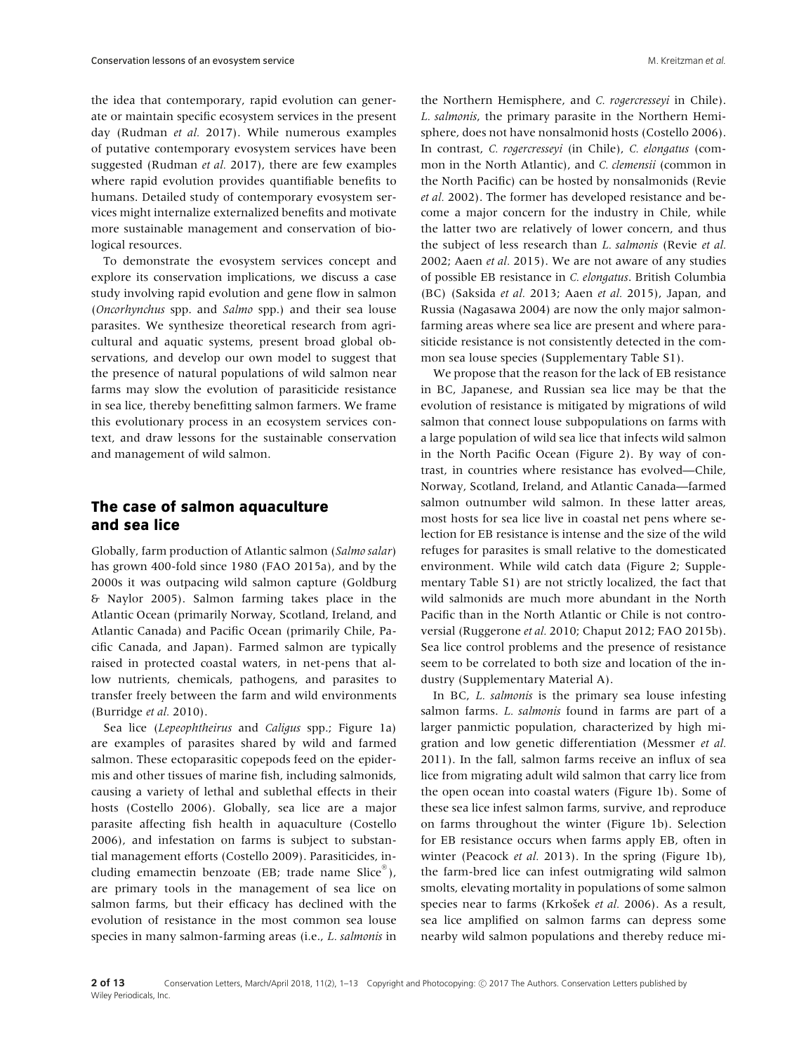the idea that contemporary, rapid evolution can generate or maintain specific ecosystem services in the present day (Rudman *et al.* 2017). While numerous examples of putative contemporary evosystem services have been suggested (Rudman *et al.* 2017), there are few examples where rapid evolution provides quantifiable benefits to humans. Detailed study of contemporary evosystem services might internalize externalized benefits and motivate more sustainable management and conservation of biological resources.

To demonstrate the evosystem services concept and explore its conservation implications, we discuss a case study involving rapid evolution and gene flow in salmon (*Oncorhynchus* spp. and *Salmo* spp.) and their sea louse parasites. We synthesize theoretical research from agricultural and aquatic systems, present broad global observations, and develop our own model to suggest that the presence of natural populations of wild salmon near farms may slow the evolution of parasiticide resistance in sea lice, thereby benefitting salmon farmers. We frame this evolutionary process in an ecosystem services context, and draw lessons for the sustainable conservation and management of wild salmon.

## The case of salmon aquaculture and sea lice

Globally, farm production of Atlantic salmon (*Salmo salar*) has grown 400-fold since 1980 (FAO 2015a), and by the 2000s it was outpacing wild salmon capture (Goldburg & Naylor 2005). Salmon farming takes place in the Atlantic Ocean (primarily Norway, Scotland, Ireland, and Atlantic Canada) and Pacific Ocean (primarily Chile, Pacific Canada, and Japan). Farmed salmon are typically raised in protected coastal waters, in net-pens that allow nutrients, chemicals, pathogens, and parasites to transfer freely between the farm and wild environments (Burridge *et al.* 2010).

Sea lice (*Lepeophtheirus* and *Caligus* spp.; Figure 1a) are examples of parasites shared by wild and farmed salmon. These ectoparasitic copepods feed on the epidermis and other tissues of marine fish, including salmonids, causing a variety of lethal and sublethal effects in their hosts (Costello 2006). Globally, sea lice are a major parasite affecting fish health in aquaculture (Costello 2006), and infestation on farms is subject to substantial management efforts (Costello 2009). Parasiticides, including emamectin benzoate (EB; trade name Slice®), are primary tools in the management of sea lice on salmon farms, but their efficacy has declined with the evolution of resistance in the most common sea louse species in many salmon-farming areas (i.e., *L. salmonis* in the Northern Hemisphere, and *C. rogercresseyi* in Chile). *L. salmonis*, the primary parasite in the Northern Hemisphere, does not have nonsalmonid hosts (Costello 2006). In contrast, *C. rogercresseyi* (in Chile), *C. elongatus* (common in the North Atlantic), and *C. clemensii* (common in the North Pacific) can be hosted by nonsalmonids (Revie *et al.* 2002). The former has developed resistance and become a major concern for the industry in Chile, while the latter two are relatively of lower concern, and thus the subject of less research than *L. salmonis* (Revie *et al.* 2002; Aaen *et al.* 2015). We are not aware of any studies of possible EB resistance in *C. elongatus*. British Columbia (BC) (Saksida *et al.* 2013; Aaen *et al.* 2015), Japan, and Russia (Nagasawa 2004) are now the only major salmon-farming areas where sea lice are present and where parasiticide resistance is not consistently detected in the common sea louse species (Supplementary Table S1).

We propose that the reason for the lack of EB resistance in BC, Japanese, and Russian sea lice may be that the evolution of resistance is mitigated by migrations of wild salmon that connect louse subpopulations on farms with a large population of wild sea lice that infects wild salmon in the North Pacific Ocean (Figure 2). By way of contrast, in countries where resistance has evolved—Chile, Norway, Scotland, Ireland, and Atlantic Canada—farmed salmon outnumber wild salmon. In these latter areas, most hosts for sea lice live in coastal net pens where selection for EB resistance is intense and the size of the wild refuges for parasites is small relative to the domesticated environment. While wild catch data (Figure 2; Supplementary Table S1) are not strictly localized, the fact that wild salmonids are much more abundant in the North Pacific than in the North Atlantic or Chile is not controversial (Ruggerone *et al.* 2010; Chaput 2012; FAO 2015b). Sea lice control problems and the presence of resistance seem to be correlated to both size and location of the industry (Supplementary Material A).

In BC, *L. salmonis* is the primary sea louse infesting salmon farms. *L. salmonis* found in farms are part of a larger panmictic population, characterized by high migration and low genetic differentiation (Messmer *et al.* 2011). In the fall, salmon farms receive an influx of sea lice from migrating adult wild salmon that carry lice from the open ocean into coastal waters (Figure 1b). Some of these sea lice infest salmon farms, survive, and reproduce on farms throughout the winter (Figure 1b). Selection for EB resistance occurs when farms apply EB, often in winter (Peacock *et al.* 2013). In the spring (Figure 1b), the farm-bred lice can infest outmigrating wild salmon smolts, elevating mortality in populations of some salmon species near to farms (Krkošek *et al.* 2006). As a result, sea lice amplified on salmon farms can depress some nearby wild salmon populations and thereby reduce mi-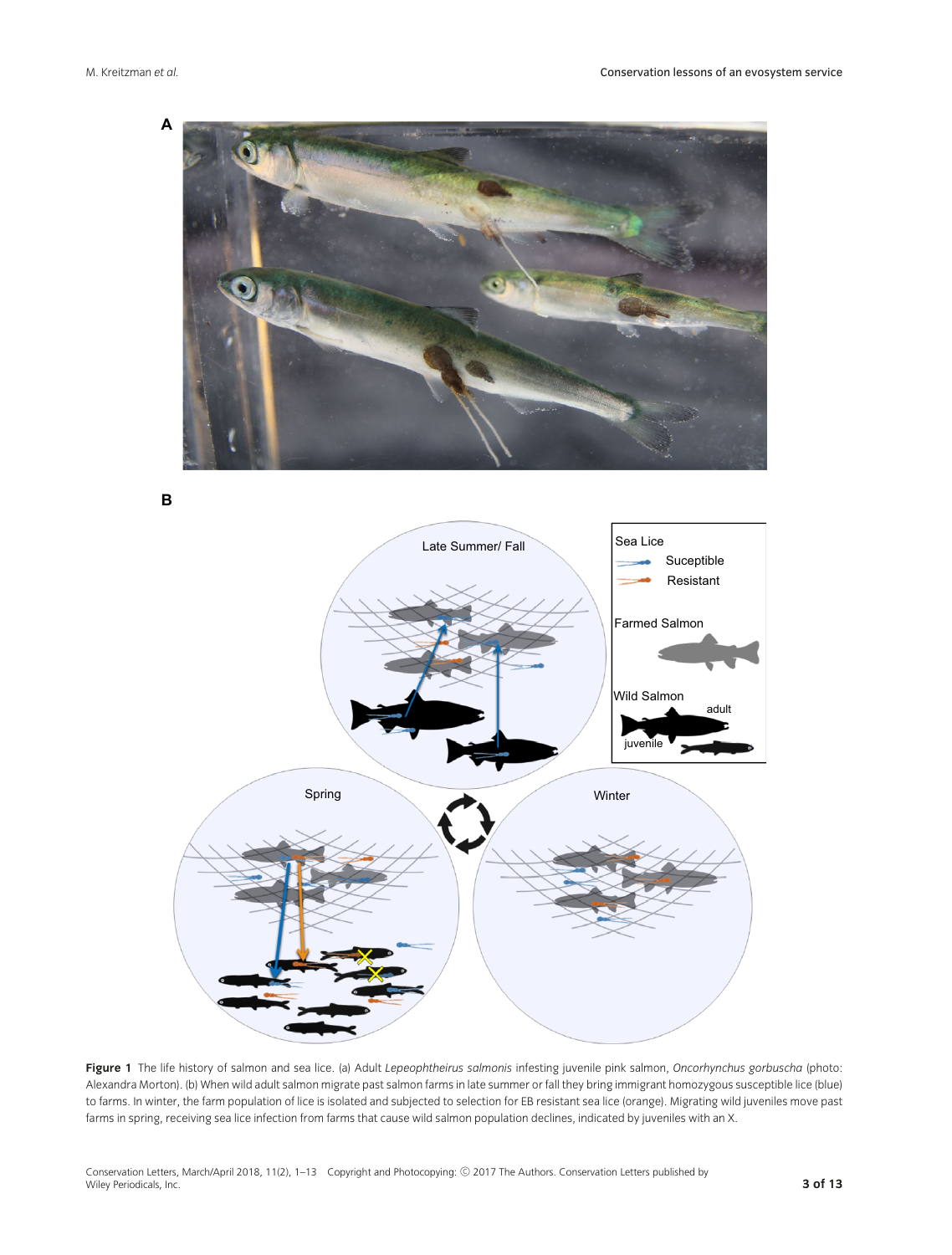**Figure 1** The life history of salmon and sea lice. (a) Adult *Lepeophtheirus salmonis* infesting juvenile pink salmon, *Oncorhynchus gorbuscha* (photo: Alexandra Morton). (b) When wild adult salmon migrate past salmon farms in late summer or fall they bring immigrant homozygous susceptible lice (blue) to farms. In winter, the farm population of lice is isolated and subjected to selection for EB resistant sea lice (orange). Migrating wild juveniles move past farms in spring, receiving sea lice infection from farms that cause wild salmon population declines, indicated by juveniles with an X.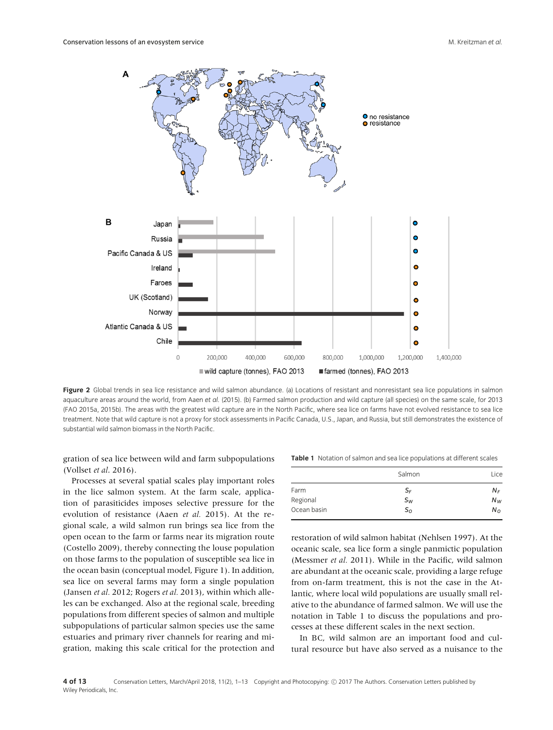**Figure 2** Global trends in sea lice resistance and wild salmon abundance. (a) Locations of resistant and nonresistant sea lice populations in salmon aquaculture areas around the world, from Aaen *et al.* (2015). (b) Farmed salmon production and wild capture (all species) on the same scale, for 2013 (FAO 2015a, 2015b). The areas with the greatest wild capture are in the North Pacific, where sea lice on farms have not evolved resistance to sea lice treatment. Note that wild capture is not a proxy for stock assessments in Pacific Canada, U.S., Japan, and Russia, but still demonstrates the existence of substantial wild salmon biomass in the North Pacific.

gration of sea lice between wild and farm subpopulations (Vollset *et al.* 2016).

Processes at several spatial scales play important roles in the lice salmon system. At the farm scale, application of parasiticides imposes selective pressure for the evolution of resistance (Aaen *et al.* 2015). At the regional scale, a wild salmon run brings sea lice from the open ocean to the farm or farms near its migration route (Costello 2009), thereby connecting the louse population on those farms to the population of susceptible sea lice in the ocean basin (conceptual model, Figure 1). In addition, sea lice on several farms may form a single population (Jansen *et al.* 2012; Rogers *et al.* 2013), within which alleles can be exchanged. Also at the regional scale, breeding populations from different species of salmon and multiple subpopulations of particular salmon species use the same estuaries and primary river channels for rearing and migration, making this scale critical for the protection and restoration of wild salmon habitat (Nehlsen 1997). At the oceanic scale, sea lice form a single panmictic population (Messmer *et al.* 2011). While in the Pacific, wild salmon are abundant at the oceanic scale, providing a large refuge from on-farm treatment, this is not the case in the Atlantic, where local wild populations are usually small relative to the abundance of farmed salmon. We will use the notation in Table 1 to discuss the populations and processes at these different scales in the next section.

**Table 1** Notation of salmon and sea lice populations at different scales

| | Salmon | Lice |
|---|---|---|
| Farm | $S_F$ | $N_F$ |
| Regional | $S_W$ | $N_W$ |
| Ocean basin | $S_O$ | $N_O$ |

In BC, wild salmon are an important food and cultural resource but have also served as a nuisance to the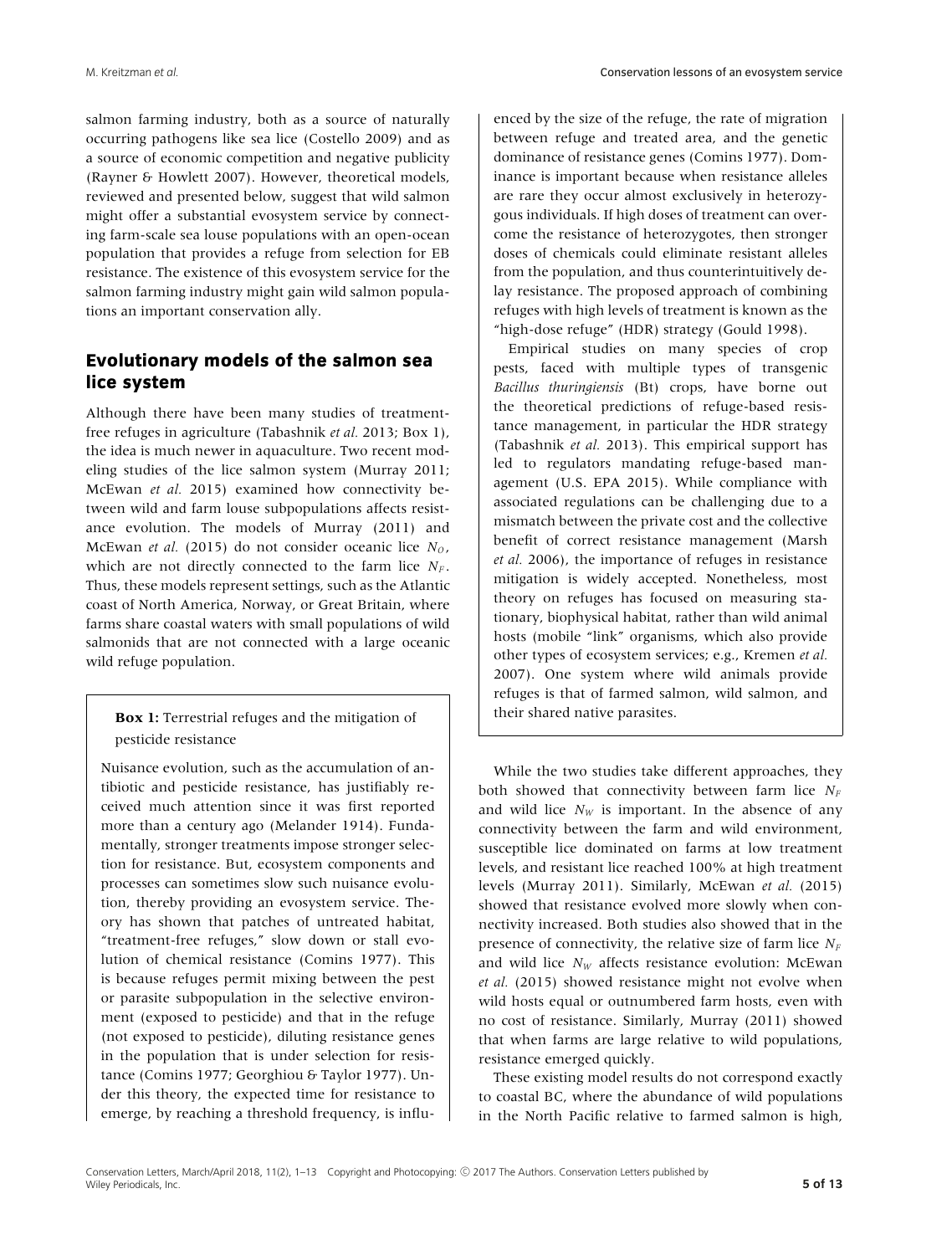salmon farming industry, both as a source of naturally occurring pathogens like sea lice (Costello 2009) and as a source of economic competition and negative publicity (Rayner & Howlett 2007). However, theoretical models, reviewed and presented below, suggest that wild salmon might offer a substantial evosystem service by connecting farm-scale sea louse populations with an open-ocean population that provides a refuge from selection for EB resistance. The existence of this evosystem service for the salmon farming industry might gain wild salmon populations an important conservation ally.

## Evolutionary models of the salmon sea lice system

Although there have been many studies of treatment-free refuges in agriculture (Tabashnik *et al.* 2013; Box 1), the idea is much newer in aquaculture. Two recent modeling studies of the lice salmon system (Murray 2011; McEwan *et al.* 2015) examined how connectivity between wild and farm louse subpopulations affects resistance evolution. The models of Murray (2011) and McEwan *et al.* (2015) do not consider oceanic lice $N_O$, which are not directly connected to the farm lice $N_F$. Thus, these models represent settings, such as the Atlantic coast of North America, Norway, or Great Britain, where farms share coastal waters with small populations of wild salmonids that are not connected with a large oceanic wild refuge population.

> **Box 1:** Terrestrial refuges and the mitigation of pesticide resistance
>
> Nuisance evolution, such as the accumulation of antibiotic and pesticide resistance, has justifiably received much attention since it was first reported more than a century ago (Melander 1914). Fundamentally, stronger treatments impose stronger selection for resistance. But, ecosystem components and processes can sometimes slow such nuisance evolution, thereby providing an evosystem service. Theory has shown that patches of untreated habitat, "treatment-free refuges," slow down or stall evolution of chemical resistance (Comins 1977). This is because refuges permit mixing between the pest or parasite subpopulation in the selective environment (exposed to pesticide) and that in the refuge (not exposed to pesticide), diluting resistance genes in the population that is under selection for resistance (Comins 1977; Georghiou & Taylor 1977). Under this theory, the expected time for resistance to emerge, by reaching a threshold frequency, is influenced by the size of the refuge, the rate of migration between refuge and treated area, and the genetic dominance of resistance genes (Comins 1977). Dominance is important because when resistance alleles are rare they occur almost exclusively in heterozygous individuals. If high doses of treatment can overcome the resistance of heterozygotes, then stronger doses of chemicals could eliminate resistant alleles from the population, and thus counterintuitively delay resistance. The proposed approach of combining refuges with high levels of treatment is known as the "high-dose refuge" (HDR) strategy (Gould 1998).
>
> Empirical studies on many species of crop pests, faced with multiple types of transgenic *Bacillus thuringiensis* (Bt) crops, have borne out the theoretical predictions of refuge-based resistance management, in particular the HDR strategy (Tabashnik *et al.* 2013). This empirical support has led to regulators mandating refuge-based management (U.S. EPA 2015). While compliance with associated regulations can be challenging due to a mismatch between the private cost and the collective benefit of correct resistance management (Marsh *et al.* 2006), the importance of refuges in resistance mitigation is widely accepted. Nonetheless, most theory on refuges has focused on measuring stationary, biophysical habitat, rather than wild animal hosts (mobile "link" organisms, which also provide other types of ecosystem services; e.g., Kremen *et al.* 2007). One system where wild animals provide refuges is that of farmed salmon, wild salmon, and their shared native parasites.

While the two studies take different approaches, they both showed that connectivity between farm lice $N_F$ and wild lice $N_W$ is important. In the absence of any connectivity between the farm and wild environment, susceptible lice dominated on farms at low treatment levels, and resistant lice reached 100% at high treatment levels (Murray 2011). Similarly, McEwan *et al.* (2015) showed that resistance evolved more slowly when connectivity increased. Both studies also showed that in the presence of connectivity, the relative size of farm lice $N_F$ and wild lice $N_W$ affects resistance evolution: McEwan *et al.* (2015) showed resistance might not evolve when wild hosts equal or outnumbered farm hosts, even with no cost of resistance. Similarly, Murray (2011) showed that when farms are large relative to wild populations, resistance emerged quickly.

These existing model results do not correspond exactly to coastal BC, where the abundance of wild populations in the North Pacific relative to farmed salmon is high,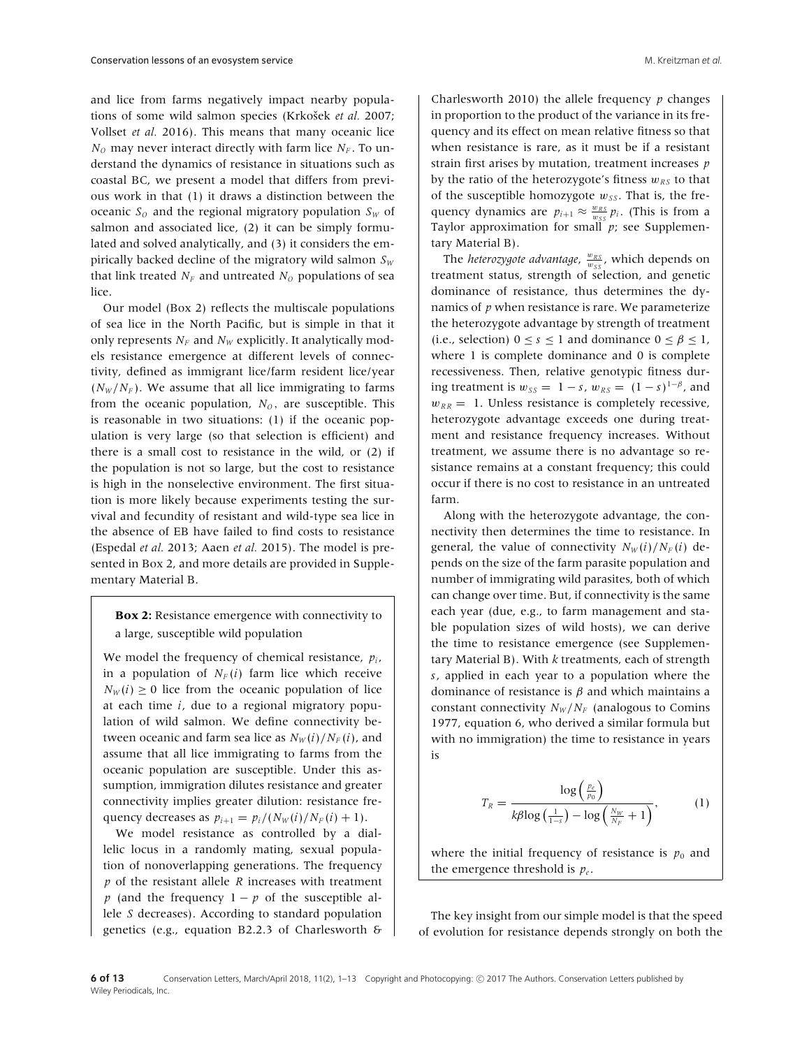and lice from farms negatively impact nearby populations of some wild salmon species (Krkošek *et al.* 2007; Vollset *et al.* 2016). This means that many oceanic lice $N_O$ may never interact directly with farm lice $N_F$. To understand the dynamics of resistance in situations such as coastal BC, we present a model that differs from previous work in that (1) it draws a distinction between the oceanic $S_O$ and the regional migratory population $S_W$ of salmon and associated lice, (2) it can be simply formulated and solved analytically, and (3) it considers the empirically backed decline of the migratory wild salmon $S_W$ that link treated $N_F$ and untreated $N_O$ populations of sea lice.

Our model (Box 2) reflects the multiscale populations of sea lice in the North Pacific, but is simple in that it only represents $N_F$ and $N_W$ explicitly. It analytically models resistance emergence at different levels of connectivity, defined as immigrant lice/farm resident lice/year ($N_W/N_F$). We assume that all lice immigrating to farms from the oceanic population, $N_O$, are susceptible. This is reasonable in two situations: (1) if the oceanic population is very large (so that selection is efficient) and there is a small cost to resistance in the wild, or (2) if the population is not so large, but the cost to resistance is high in the nonselective environment. The first situation is more likely because experiments testing the survival and fecundity of resistant and wild-type sea lice in the absence of EB have failed to find costs to resistance (Espedal *et al.* 2013; Aaen *et al.* 2015). The model is presented in Box 2, and more details are provided in Supplementary Material B.

**Box 2:** Resistance emergence with connectivity to a large, susceptible wild population

We model the frequency of chemical resistance, $p_i$, in a population of $N_F(i)$ farm lice which receive $N_W(i) \geq 0$ lice from the oceanic population of lice at each time $i$, due to a regional migratory population of wild salmon. We define connectivity between oceanic and farm sea lice as $N_W(i)/N_F(i)$, and assume that all lice immigrating to farms from the oceanic population are susceptible. Under this assumption, immigration dilutes resistance and greater connectivity implies greater dilution: resistance frequency decreases as $p_{i+1} = p_i/(N_W(i)/N_F(i) + 1)$.

We model resistance as controlled by a diallelic locus in a randomly mating, sexual population of nonoverlapping generations. The frequency $p$ of the resistant allele $R$ increases with treatment $p$ (and the frequency $1 - p$ of the susceptible allele $S$ decreases). According to standard population genetics (e.g., equation B2.2.3 of Charlesworth & Charlesworth 2010) the allele frequency $p$ changes in proportion to the product of the variance in its frequency and its effect on mean relative fitness so that when resistance is rare, as it must be if a resistant strain first arises by mutation, treatment increases $p$ by the ratio of the heterozygote's fitness $w_{RS}$ to that of the susceptible homozygote $w_{SS}$. That is, the frequency dynamics are $p_{i+1} \approx \frac{w_{RS}}{w_{SS}} p_i$. (This is from a Taylor approximation for small $p$; see Supplementary Material B).

The *heterozygote advantage*, $\frac{w_{RS}}{w_{SS}}$, which depends on treatment status, strength of selection, and genetic dominance of resistance, thus determines the dynamics of $p$ when resistance is rare. We parameterize the heterozygote advantage by strength of treatment (i.e., selection) $0 \leq s \leq 1$ and dominance $0 \leq \beta \leq 1$, where 1 is complete dominance and 0 is complete recessiveness. Then, relative genotypic fitness during treatment is $w_{SS} = 1 - s$, $w_{RS} = (1 - s)^{1-\beta}$, and $w_{RR} = 1$. Unless resistance is completely recessive, heterozygote advantage exceeds one during treatment and resistance frequency increases. Without treatment, we assume there is no advantage so resistance remains at a constant frequency; this could occur if there is no cost to resistance in an untreated farm.

Along with the heterozygote advantage, the connectivity then determines the time to resistance. In general, the value of connectivity $N_W(i)/N_F(i)$ depends on the size of the farm parasite population and number of immigrating wild parasites, both of which can change over time. But, if connectivity is the same each year (due, e.g., to farm management and stable population sizes of wild hosts), we can derive the time to resistance emergence (see Supplementary Material B). With $k$ treatments, each of strength $s$, applied in each year to a population where the dominance of resistance is $\beta$ and which maintains a constant connectivity $N_W/N_F$ (analogous to Comins 1977, equation 6, who derived a similar formula but with no immigration) the time to resistance in years is

$$T_R = \frac{\log\left(\frac{p_e}{p_0}\right)}{k\beta\log\left(\frac{1}{1-s}\right) - \log\left(\frac{N_W}{N_F} + 1\right)}, \qquad (1)$$

where the initial frequency of resistance is $p_0$ and the emergence threshold is $p_e$.

The key insight from our simple model is that the speed of evolution for resistance depends strongly on both the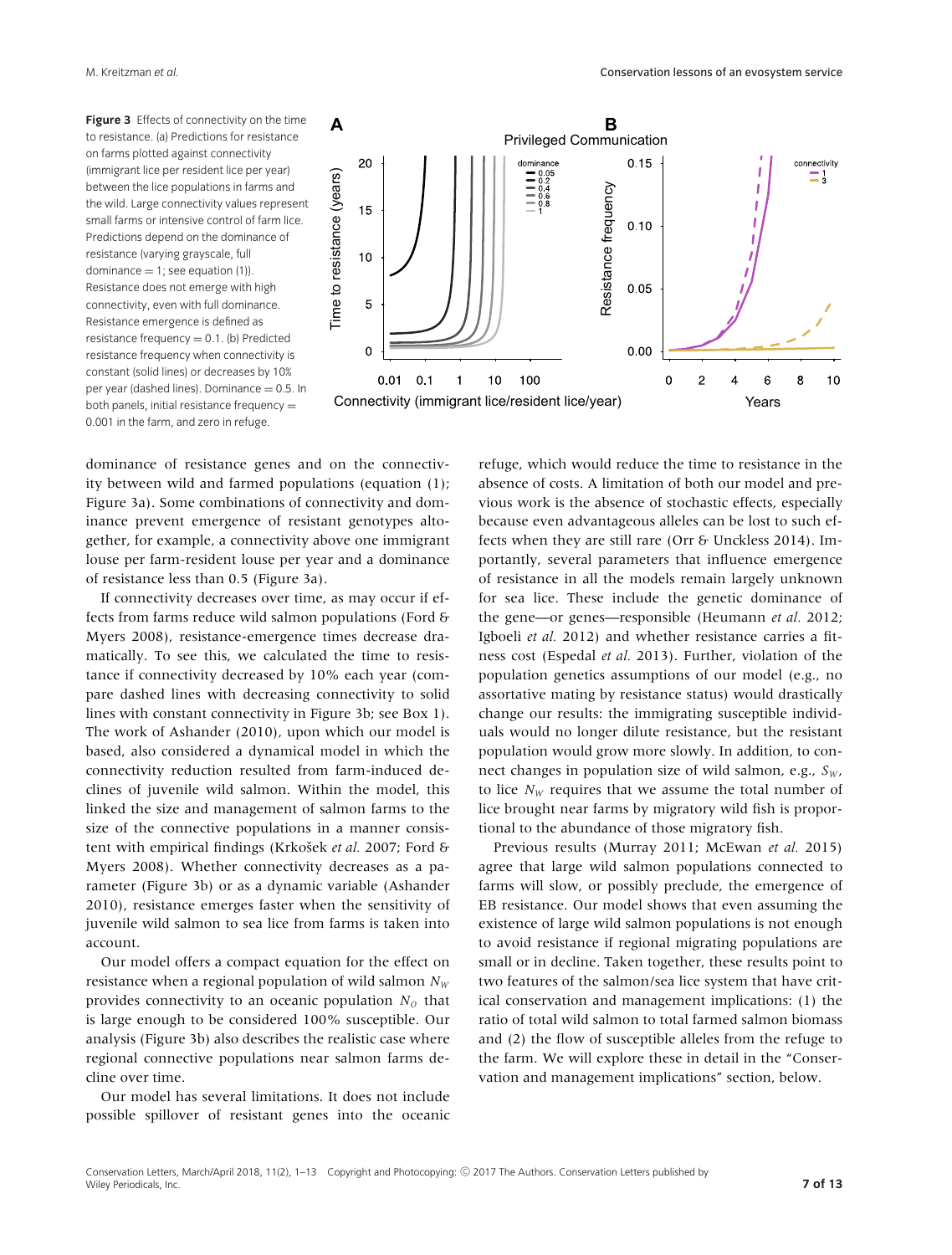**Figure 3** Effects of connectivity on the time to resistance. (a) Predictions for resistance on farms plotted against connectivity (immigrant lice per resident lice per year) between the lice populations in farms and the wild. Large connectivity values represent small farms or intensive control of farm lice. Predictions depend on the dominance of resistance (varying grayscale, full dominance = 1; see equation (1)). Resistance does not emerge with high connectivity, even with full dominance. Resistance emergence is defined as resistance frequency = 0.1. (b) Predicted resistance frequency when connectivity is constant (solid lines) or decreases by 10% per year (dashed lines). Dominance = 0.5. In both panels, initial resistance frequency = 0.001 in the farm, and zero in refuge.

dominance of resistance genes and on the connectivity between wild and farmed populations (equation (1); Figure 3a). Some combinations of connectivity and dominance prevent emergence of resistant genotypes altogether, for example, a connectivity above one immigrant louse per farm-resident louse per year and a dominance of resistance less than 0.5 (Figure 3a).

If connectivity decreases over time, as may occur if effects from farms reduce wild salmon populations (Ford & Myers 2008), resistance-emergence times decrease dramatically. To see this, we calculated the time to resistance if connectivity decreased by 10% each year (compare dashed lines with decreasing connectivity to solid lines with constant connectivity in Figure 3b; see Box 1). The work of Ashander (2010), upon which our model is based, also considered a dynamical model in which the connectivity reduction resulted from farm-induced declines of juvenile wild salmon. Within the model, this linked the size and management of salmon farms to the size of the connective populations in a manner consistent with empirical findings (Krkošek *et al.* 2007; Ford & Myers 2008). Whether connectivity decreases as a parameter (Figure 3b) or as a dynamic variable (Ashander 2010), resistance emerges faster when the sensitivity of juvenile wild salmon to sea lice from farms is taken into account.

Our model offers a compact equation for the effect on resistance when a regional population of wild salmon $N_W$ provides connectivity to an oceanic population $N_O$ that is large enough to be considered 100% susceptible. Our analysis (Figure 3b) also describes the realistic case where regional connective populations near salmon farms decline over time.

Our model has several limitations. It does not include possible spillover of resistant genes into the oceanic refuge, which would reduce the time to resistance in the absence of costs. A limitation of both our model and previous work is the absence of stochastic effects, especially because even advantageous alleles can be lost to such effects when they are still rare (Orr & Unckless 2014). Importantly, several parameters that influence emergence of resistance in all the models remain largely unknown for sea lice. These include the genetic dominance of the gene—or genes—responsible (Heumann *et al.* 2012; Igboeli *et al.* 2012) and whether resistance carries a fitness cost (Espedal *et al.* 2013). Further, violation of the population genetics assumptions of our model (e.g., no assortative mating by resistance status) would drastically change our results: the immigrating susceptible individuals would no longer dilute resistance, but the resistant population would grow more slowly. In addition, to connect changes in population size of wild salmon, e.g., $S_W$, to lice $N_W$ requires that we assume the total number of lice brought near farms by migratory wild fish is proportional to the abundance of those migratory fish.

Previous results (Murray 2011; McEwan *et al.* 2015) agree that large wild salmon populations connected to farms will slow, or possibly preclude, the emergence of EB resistance. Our model shows that even assuming the existence of large wild salmon populations is not enough to avoid resistance if regional migrating populations are small or in decline. Taken together, these results point to two features of the salmon/sea lice system that have critical conservation and management implications: (1) the ratio of total wild salmon to total farmed salmon biomass and (2) the flow of susceptible alleles from the refuge to the farm. We will explore these in detail in the "Conservation and management implications" section, below.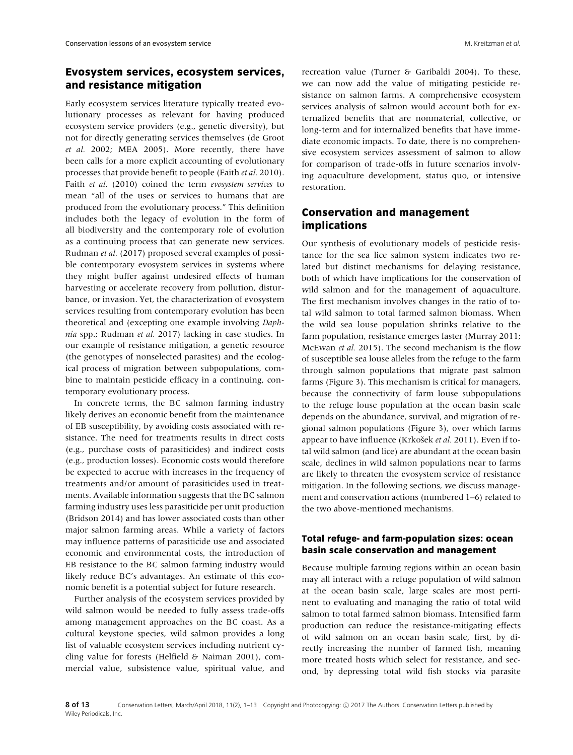## Evosystem services, ecosystem services, and resistance mitigation

Early ecosystem services literature typically treated evolutionary processes as relevant for having produced ecosystem service providers (e.g., genetic diversity), but not for directly generating services themselves (de Groot *et al.* 2002; MEA 2005). More recently, there have been calls for a more explicit accounting of evolutionary processes that provide benefit to people (Faith *et al.* 2010). Faith *et al.* (2010) coined the term *evosystem services* to mean "all of the uses or services to humans that are produced from the evolutionary process." This definition includes both the legacy of evolution in the form of all biodiversity and the contemporary role of evolution as a continuing process that can generate new services. Rudman *et al.* (2017) proposed several examples of possible contemporary evosystem services in systems where they might buffer against undesired effects of human harvesting or accelerate recovery from pollution, disturbance, or invasion. Yet, the characterization of evosystem services resulting from contemporary evolution has been theoretical and (excepting one example involving *Daphnia* spp.; Rudman *et al.* 2017) lacking in case studies. In our example of resistance mitigation, a genetic resource (the genotypes of nonselected parasites) and the ecological process of migration between subpopulations, combine to maintain pesticide efficacy in a continuing, contemporary evolutionary process.

In concrete terms, the BC salmon farming industry likely derives an economic benefit from the maintenance of EB susceptibility, by avoiding costs associated with resistance. The need for treatments results in direct costs (e.g., purchase costs of parasiticides) and indirect costs (e.g., production losses). Economic costs would therefore be expected to accrue with increases in the frequency of treatments and/or amount of parasiticides used in treatments. Available information suggests that the BC salmon farming industry uses less parasiticide per unit production (Bridson 2014) and has lower associated costs than other major salmon farming areas. While a variety of factors may influence patterns of parasiticide use and associated economic and environmental costs, the introduction of EB resistance to the BC salmon farming industry would likely reduce BC's advantages. An estimate of this economic benefit is a potential subject for future research.

Further analysis of the ecosystem services provided by wild salmon would be needed to fully assess trade-offs among management approaches on the BC coast. As a cultural keystone species, wild salmon provides a long list of valuable ecosystem services including nutrient cycling value for forests (Helfield & Naiman 2001), commercial value, subsistence value, spiritual value, and recreation value (Turner & Garibaldi 2004). To these, we can now add the value of mitigating pesticide resistance on salmon farms. A comprehensive ecosystem services analysis of salmon would account both for externalized benefits that are nonmaterial, collective, or long-term and for internalized benefits that have immediate economic impacts. To date, there is no comprehensive ecosystem services assessment of salmon to allow for comparison of trade-offs in future scenarios involving aquaculture development, status quo, or intensive restoration.

## Conservation and management implications

Our synthesis of evolutionary models of pesticide resistance for the sea lice salmon system indicates two related but distinct mechanisms for delaying resistance, both of which have implications for the conservation of wild salmon and for the management of aquaculture. The first mechanism involves changes in the ratio of total wild salmon to total farmed salmon biomass. When the wild sea louse population shrinks relative to the farm population, resistance emerges faster (Murray 2011; McEwan *et al.* 2015). The second mechanism is the flow of susceptible sea louse alleles from the refuge to the farm through salmon populations that migrate past salmon farms (Figure 3). This mechanism is critical for managers, because the connectivity of farm louse subpopulations to the refuge louse population at the ocean basin scale depends on the abundance, survival, and migration of regional salmon populations (Figure 3), over which farms appear to have influence (Krkošek *et al.* 2011). Even if total wild salmon (and lice) are abundant at the ocean basin scale, declines in wild salmon populations near to farms are likely to threaten the evosystem service of resistance mitigation. In the following sections, we discuss management and conservation actions (numbered 1–6) related to the two above-mentioned mechanisms.

### Total refuge- and farm-population sizes: ocean basin scale conservation and management

Because multiple farming regions within an ocean basin may all interact with a refuge population of wild salmon at the ocean basin scale, large scales are most pertinent to evaluating and managing the ratio of total wild salmon to total farmed salmon biomass. Intensified farm production can reduce the resistance-mitigating effects of wild salmon on an ocean basin scale, first, by directly increasing the number of farmed fish, meaning more treated hosts which select for resistance, and second, by depressing total wild fish stocks via parasite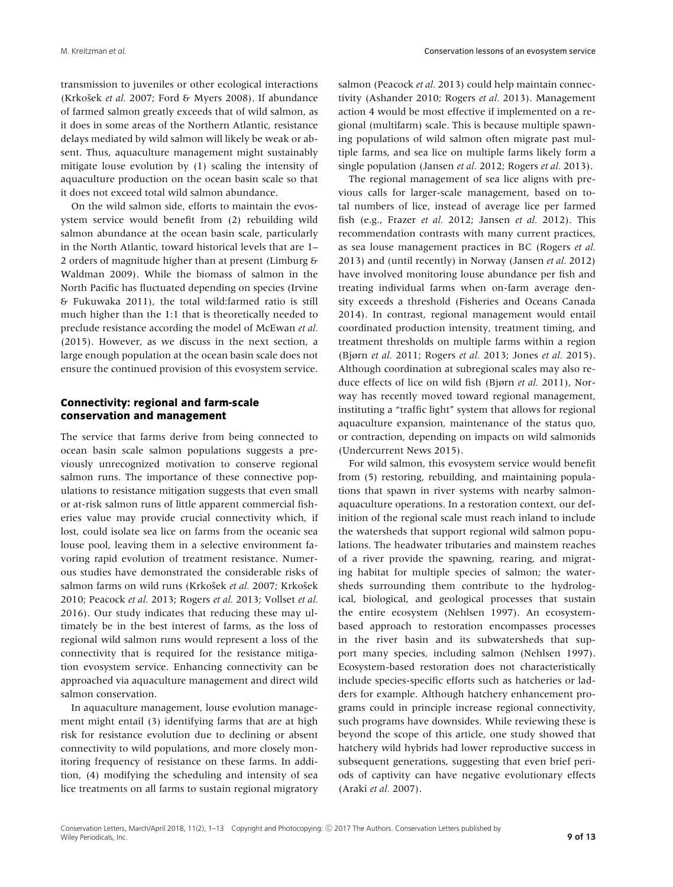transmission to juveniles or other ecological interactions (Krkošek *et al.* 2007; Ford & Myers 2008). If abundance of farmed salmon greatly exceeds that of wild salmon, as it does in some areas of the Northern Atlantic, resistance delays mediated by wild salmon will likely be weak or absent. Thus, aquaculture management might sustainably mitigate louse evolution by (1) scaling the intensity of aquaculture production on the ocean basin scale so that it does not exceed total wild salmon abundance.

On the wild salmon side, efforts to maintain the evosystem service would benefit from (2) rebuilding wild salmon abundance at the ocean basin scale, particularly in the North Atlantic, toward historical levels that are 1–2 orders of magnitude higher than at present (Limburg & Waldman 2009). While the biomass of salmon in the North Pacific has fluctuated depending on species (Irvine & Fukuwaka 2011), the total wild:farmed ratio is still much higher than the 1:1 that is theoretically needed to preclude resistance according the model of McEwan *et al.* (2015). However, as we discuss in the next section, a large enough population at the ocean basin scale does not ensure the continued provision of this evosystem service.

## Connectivity: regional and farm-scale conservation and management

The service that farms derive from being connected to ocean basin scale salmon populations suggests a previously unrecognized motivation to conserve regional salmon runs. The importance of these connective populations to resistance mitigation suggests that even small or at-risk salmon runs of little apparent commercial fisheries value may provide crucial connectivity which, if lost, could isolate sea lice on farms from the oceanic sea louse pool, leaving them in a selective environment favoring rapid evolution of treatment resistance. Numerous studies have demonstrated the considerable risks of salmon farms on wild runs (Krkošek *et al.* 2007; Krkošek 2010; Peacock *et al.* 2013; Rogers *et al.* 2013; Vollset *et al.* 2016). Our study indicates that reducing these may ultimately be in the best interest of farms, as the loss of regional wild salmon runs would represent a loss of the connectivity that is required for the resistance mitigation evosystem service. Enhancing connectivity can be approached via aquaculture management and direct wild salmon conservation.

In aquaculture management, louse evolution management might entail (3) identifying farms that are at high risk for resistance evolution due to declining or absent connectivity to wild populations, and more closely monitoring frequency of resistance on these farms. In addition, (4) modifying the scheduling and intensity of sea lice treatments on all farms to sustain regional migratory salmon (Peacock *et al.* 2013) could help maintain connectivity (Ashander 2010; Rogers *et al.* 2013). Management action 4 would be most effective if implemented on a regional (multifarm) scale. This is because multiple spawning populations of wild salmon often migrate past multiple farms, and sea lice on multiple farms likely form a single population (Jansen *et al.* 2012; Rogers *et al.* 2013).

The regional management of sea lice aligns with previous calls for larger-scale management, based on total numbers of lice, instead of average lice per farmed fish (e.g., Frazer *et al.* 2012; Jansen *et al.* 2012). This recommendation contrasts with many current practices, as sea louse management practices in BC (Rogers *et al.* 2013) and (until recently) in Norway (Jansen *et al.* 2012) have involved monitoring louse abundance per fish and treating individual farms when on-farm average density exceeds a threshold (Fisheries and Oceans Canada 2014). In contrast, regional management would entail coordinated production intensity, treatment timing, and treatment thresholds on multiple farms within a region (Bjørn *et al.* 2011; Rogers *et al.* 2013; Jones *et al.* 2015). Although coordination at subregional scales may also reduce effects of lice on wild fish (Bjørn *et al.* 2011), Norway has recently moved toward regional management, instituting a "traffic light" system that allows for regional aquaculture expansion, maintenance of the status quo, or contraction, depending on impacts on wild salmonids (Undercurrent News 2015).

For wild salmon, this evosystem service would benefit from (5) restoring, rebuilding, and maintaining populations that spawn in river systems with nearby salmon-aquaculture operations. In a restoration context, our definition of the regional scale must reach inland to include the watersheds that support regional wild salmon populations. The headwater tributaries and mainstem reaches of a river provide the spawning, rearing, and migrating habitat for multiple species of salmon; the watersheds surrounding them contribute to the hydrological, biological, and geological processes that sustain the entire ecosystem (Nehlsen 1997). An ecosystem-based approach to restoration encompasses processes in the river basin and its subwatersheds that support many species, including salmon (Nehlsen 1997). Ecosystem-based restoration does not characteristically include species-specific efforts such as hatcheries or ladders for example. Although hatchery enhancement programs could in principle increase regional connectivity, such programs have downsides. While reviewing these is beyond the scope of this article, one study showed that hatchery wild hybrids had lower reproductive success in subsequent generations, suggesting that even brief periods of captivity can have negative evolutionary effects (Araki *et al.* 2007).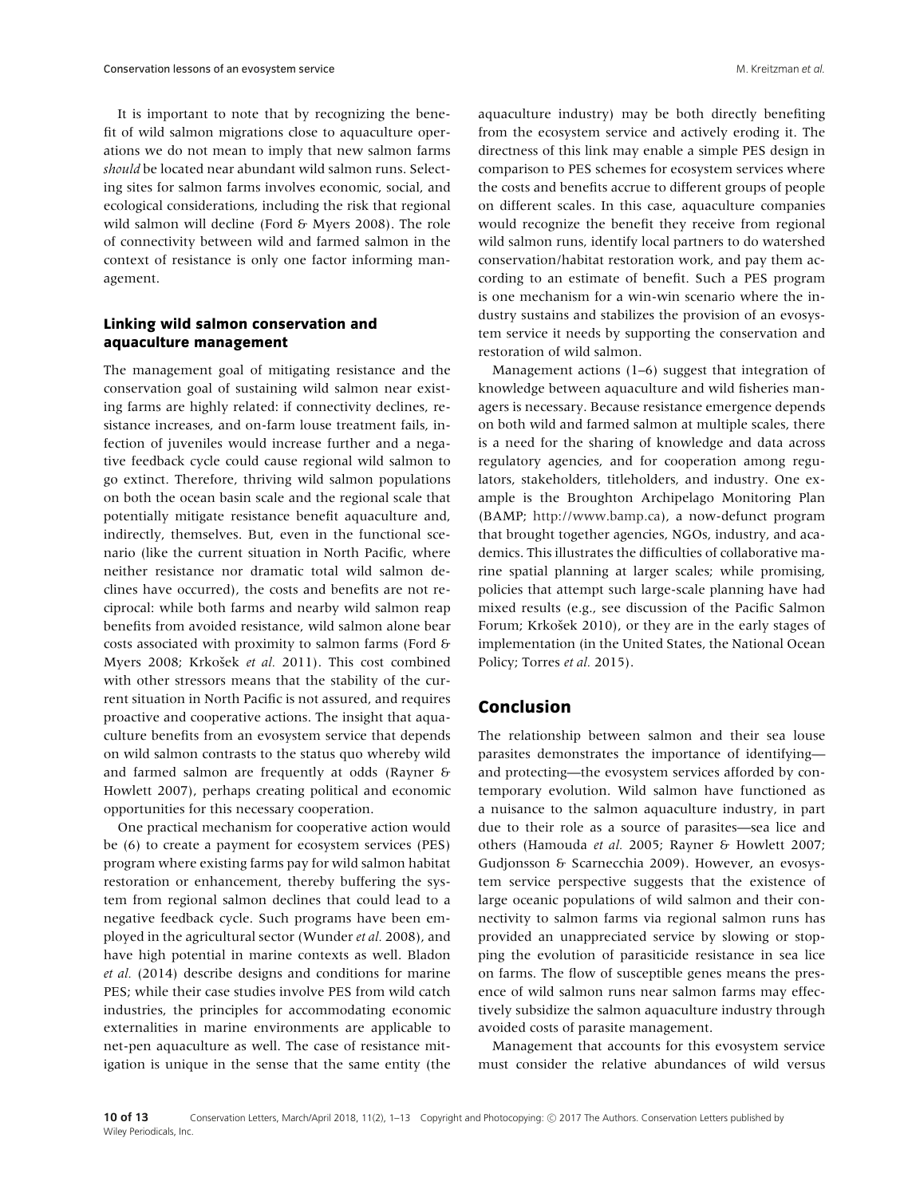It is important to note that by recognizing the benefit of wild salmon migrations close to aquaculture operations we do not mean to imply that new salmon farms *should* be located near abundant wild salmon runs. Selecting sites for salmon farms involves economic, social, and ecological considerations, including the risk that regional wild salmon will decline (Ford & Myers 2008). The role of connectivity between wild and farmed salmon in the context of resistance is only one factor informing management.

### Linking wild salmon conservation and aquaculture management

The management goal of mitigating resistance and the conservation goal of sustaining wild salmon near existing farms are highly related: if connectivity declines, resistance increases, and on-farm louse treatment fails, infection of juveniles would increase further and a negative feedback cycle could cause regional wild salmon to go extinct. Therefore, thriving wild salmon populations on both the ocean basin scale and the regional scale that potentially mitigate resistance benefit aquaculture and, indirectly, themselves. But, even in the functional scenario (like the current situation in North Pacific, where neither resistance nor dramatic total wild salmon declines have occurred), the costs and benefits are not reciprocal: while both farms and nearby wild salmon reap benefits from avoided resistance, wild salmon alone bear costs associated with proximity to salmon farms (Ford & Myers 2008; Krkošek *et al.* 2011). This cost combined with other stressors means that the stability of the current situation in North Pacific is not assured, and requires proactive and cooperative actions. The insight that aquaculture benefits from an evosystem service that depends on wild salmon contrasts to the status quo whereby wild and farmed salmon are frequently at odds (Rayner & Howlett 2007), perhaps creating political and economic opportunities for this necessary cooperation.

One practical mechanism for cooperative action would be (6) to create a payment for ecosystem services (PES) program where existing farms pay for wild salmon habitat restoration or enhancement, thereby buffering the system from regional salmon declines that could lead to a negative feedback cycle. Such programs have been employed in the agricultural sector (Wunder *et al.* 2008), and have high potential in marine contexts as well. Bladon *et al.* (2014) describe designs and conditions for marine PES; while their case studies involve PES from wild catch industries, the principles for accommodating economic externalities in marine environments are applicable to net-pen aquaculture as well. The case of resistance mitigation is unique in the sense that the same entity (the aquaculture industry) may be both directly benefiting from the ecosystem service and actively eroding it. The directness of this link may enable a simple PES design in comparison to PES schemes for ecosystem services where the costs and benefits accrue to different groups of people on different scales. In this case, aquaculture companies would recognize the benefit they receive from regional wild salmon runs, identify local partners to do watershed conservation/habitat restoration work, and pay them according to an estimate of benefit. Such a PES program is one mechanism for a win-win scenario where the industry sustains and stabilizes the provision of an evosystem service it needs by supporting the conservation and restoration of wild salmon.

Management actions (1–6) suggest that integration of knowledge between aquaculture and wild fisheries managers is necessary. Because resistance emergence depends on both wild and farmed salmon at multiple scales, there is a need for the sharing of knowledge and data across regulatory agencies, and for cooperation among regulators, stakeholders, titleholders, and industry. One example is the Broughton Archipelago Monitoring Plan (BAMP; http://www.bamp.ca), a now-defunct program that brought together agencies, NGOs, industry, and academics. This illustrates the difficulties of collaborative marine spatial planning at larger scales; while promising, policies that attempt such large-scale planning have had mixed results (e.g., see discussion of the Pacific Salmon Forum; Krkošek 2010), or they are in the early stages of implementation (in the United States, the National Ocean Policy; Torres *et al.* 2015).

## Conclusion

The relationship between salmon and their sea louse parasites demonstrates the importance of identifying—and protecting—the evosystem services afforded by contemporary evolution. Wild salmon have functioned as a nuisance to the salmon aquaculture industry, in part due to their role as a source of parasites—sea lice and others (Hamouda *et al.* 2005; Rayner & Howlett 2007; Gudjonsson & Scarnecchia 2009). However, an evosystem service perspective suggests that the existence of large oceanic populations of wild salmon and their connectivity to salmon farms via regional salmon runs has provided an unappreciated service by slowing or stopping the evolution of parasiticide resistance in sea lice on farms. The flow of susceptible genes means the presence of wild salmon runs near salmon farms may effectively subsidize the salmon aquaculture industry through avoided costs of parasite management.

Management that accounts for this evosystem service must consider the relative abundances of wild versus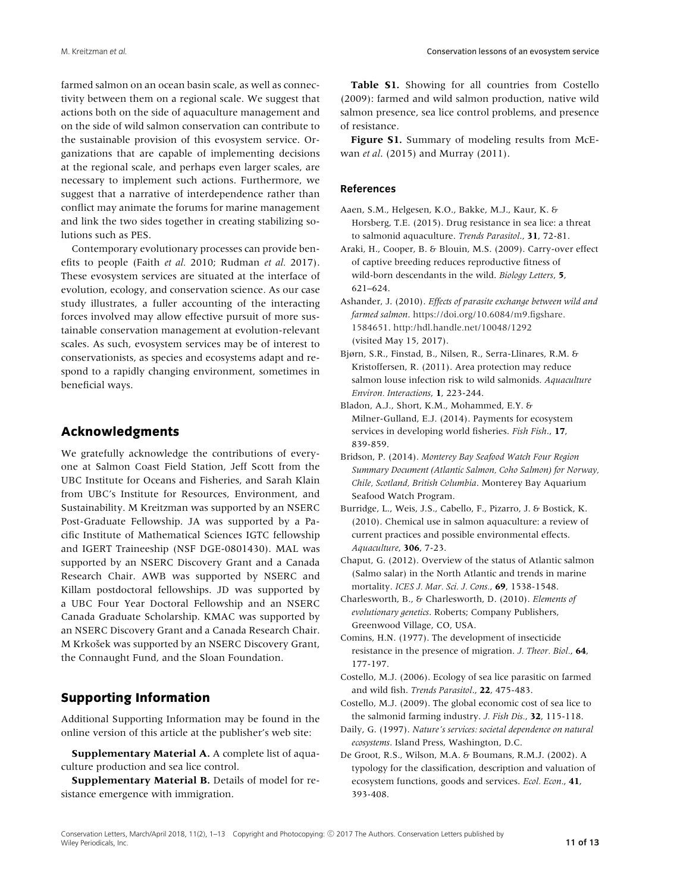farmed salmon on an ocean basin scale, as well as connectivity between them on a regional scale. We suggest that actions both on the side of aquaculture management and on the side of wild salmon conservation can contribute to the sustainable provision of this evosystem service. Organizations that are capable of implementing decisions at the regional scale, and perhaps even larger scales, are necessary to implement such actions. Furthermore, we suggest that a narrative of interdependence rather than conflict may animate the forums for marine management and link the two sides together in creating stabilizing solutions such as PES.

Contemporary evolutionary processes can provide benefits to people (Faith *et al.* 2010; Rudman *et al.* 2017). These evosystem services are situated at the interface of evolution, ecology, and conservation science. As our case study illustrates, a fuller accounting of the interacting forces involved may allow effective pursuit of more sustainable conservation management at evolution-relevant scales. As such, evosystem services may be of interest to conservationists, as species and ecosystems adapt and respond to a rapidly changing environment, sometimes in beneficial ways.

## Acknowledgments

We gratefully acknowledge the contributions of everyone at Salmon Coast Field Station, Jeff Scott from the UBC Institute for Oceans and Fisheries, and Sarah Klain from UBC's Institute for Resources, Environment, and Sustainability. M Kreitzman was supported by an NSERC Post-Graduate Fellowship. JA was supported by a Pacific Institute of Mathematical Sciences IGTC fellowship and IGERT Traineeship (NSF DGE-0801430). MAL was supported by an NSERC Discovery Grant and a Canada Research Chair. AWB was supported by NSERC and Killam postdoctoral fellowships. JD was supported by a UBC Four Year Doctoral Fellowship and an NSERC Canada Graduate Scholarship. KMAC was supported by an NSERC Discovery Grant and a Canada Research Chair. M Krkošek was supported by an NSERC Discovery Grant, the Connaught Fund, and the Sloan Foundation.

## Supporting Information

Additional Supporting Information may be found in the online version of this article at the publisher's web site:

**Supplementary Material A.** A complete list of aquaculture production and sea lice control.

**Supplementary Material B.** Details of model for resistance emergence with immigration.

**Table S1.** Showing for all countries from Costello (2009): farmed and wild salmon production, native wild salmon presence, sea lice control problems, and presence of resistance.

**Figure S1.** Summary of modeling results from McEwan *et al.* (2015) and Murray (2011).

## References

Aaen, S.M., Helgesen, K.O., Bakke, M.J., Kaur, K. & Horsberg, T.E. (2015). Drug resistance in sea lice: a threat to salmonid aquaculture. *Trends Parasitol.*, **31**, 72-81.

Araki, H., Cooper, B. & Blouin, M.S. (2009). Carry-over effect of captive breeding reduces reproductive fitness of wild-born descendants in the wild. *Biology Letters*, **5**, 621–624.

Ashander, J. (2010). *Effects of parasite exchange between wild and farmed salmon*. https://doi.org/10.6084/m9.figshare.1584651. http:/hdl.handle.net/10048/1292 (visited May 15, 2017).

Bjørn, S.R., Finstad, B., Nilsen, R., Serra-Llinares, R.M. & Kristoffersen, R. (2011). Area protection may reduce salmon louse infection risk to wild salmonids. *Aquaculture Environ. Interactions*, **1**, 223-244.

Bladon, A.J., Short, K.M., Mohammed, E.Y. & Milner-Gulland, E.J. (2014). Payments for ecosystem services in developing world fisheries. *Fish Fish.*, **17**, 839-859.

Bridson, P. (2014). *Monterey Bay Seafood Watch Four Region Summary Document (Atlantic Salmon, Coho Salmon) for Norway, Chile, Scotland, British Columbia*. Monterey Bay Aquarium Seafood Watch Program.

Burridge, L., Weis, J.S., Cabello, F., Pizarro, J. & Bostick, K. (2010). Chemical use in salmon aquaculture: a review of current practices and possible environmental effects. *Aquaculture*, **306**, 7-23.

Chaput, G. (2012). Overview of the status of Atlantic salmon (Salmo salar) in the North Atlantic and trends in marine mortality. *ICES J. Mar. Sci. J. Cons.*, **69**, 1538-1548.

Charlesworth, B., & Charlesworth, D. (2010). *Elements of evolutionary genetics*. Roberts; Company Publishers, Greenwood Village, CO, USA.

Comins, H.N. (1977). The development of insecticide resistance in the presence of migration. *J. Theor. Biol.*, **64**, 177-197.

Costello, M.J. (2006). Ecology of sea lice parasitic on farmed and wild fish. *Trends Parasitol.*, **22**, 475-483.

Costello, M.J. (2009). The global economic cost of sea lice to the salmonid farming industry. *J. Fish Dis.*, **32**, 115-118.

Daily, G. (1997). *Nature's services: societal dependence on natural ecosystems*. Island Press, Washington, D.C.

De Groot, R.S., Wilson, M.A. & Boumans, R.M.J. (2002). A typology for the classification, description and valuation of ecosystem functions, goods and services. *Ecol. Econ.*, **41**, 393-408.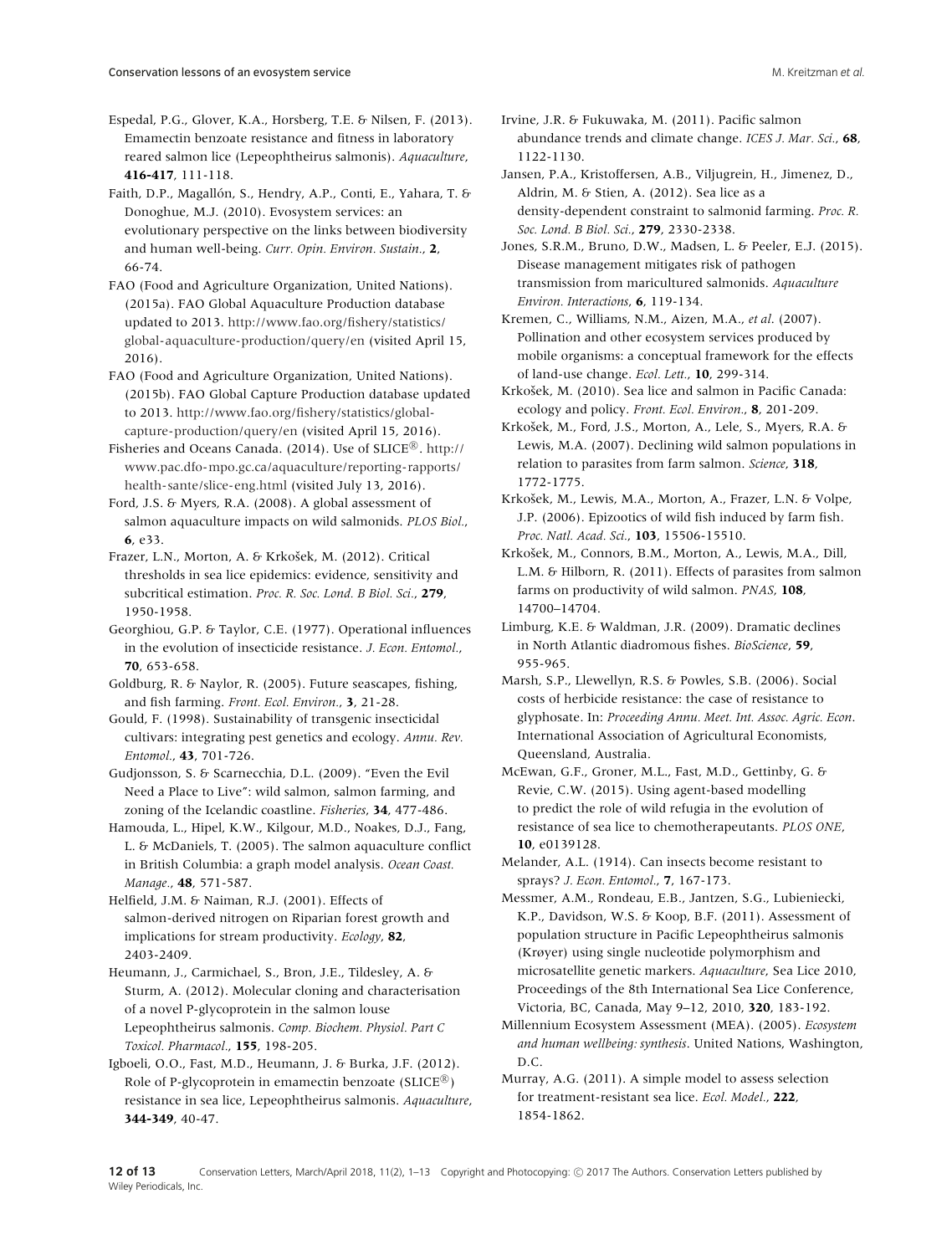Espedal, P.G., Glover, K.A., Horsberg, T.E. & Nilsen, F. (2013). Emamectin benzoate resistance and fitness in laboratory reared salmon lice (Lepeophtheirus salmonis). *Aquaculture*, **416-417**, 111-118.

Faith, D.P., Magallón, S., Hendry, A.P., Conti, E., Yahara, T. & Donoghue, M.J. (2010). Evosystem services: an evolutionary perspective on the links between biodiversity and human well-being. *Curr. Opin. Environ. Sustain.*, **2**, 66-74.

FAO (Food and Agriculture Organization, United Nations). (2015a). FAO Global Aquaculture Production database updated to 2013. http://www.fao.org/fishery/statistics/global-aquaculture-production/query/en (visited April 15, 2016).

FAO (Food and Agriculture Organization, United Nations). (2015b). FAO Global Capture Production database updated to 2013. http://www.fao.org/fishery/statistics/global-capture-production/query/en (visited April 15, 2016).

Fisheries and Oceans Canada. (2014). Use of SLICE®. http://www.pac.dfo-mpo.gc.ca/aquaculture/reporting-rapports/health-sante/slice-eng.html (visited July 13, 2016).

Ford, J.S. & Myers, R.A. (2008). A global assessment of salmon aquaculture impacts on wild salmonids. *PLOS Biol.*, **6**, e33.

Frazer, L.N., Morton, A. & Krkošek, M. (2012). Critical thresholds in sea lice epidemics: evidence, sensitivity and subcritical estimation. *Proc. R. Soc. Lond. B Biol. Sci.*, **279**, 1950-1958.

Georghiou, G.P. & Taylor, C.E. (1977). Operational influences in the evolution of insecticide resistance. *J. Econ. Entomol.*, **70**, 653-658.

Goldburg, R. & Naylor, R. (2005). Future seascapes, fishing, and fish farming. *Front. Ecol. Environ.*, **3**, 21-28.

Gould, F. (1998). Sustainability of transgenic insecticidal cultivars: integrating pest genetics and ecology. *Annu. Rev. Entomol.*, **43**, 701-726.

Gudjonsson, S. & Scarnecchia, D.L. (2009). "Even the Evil Need a Place to Live": wild salmon, salmon farming, and zoning of the Icelandic coastline. *Fisheries*, **34**, 477-486.

Hamouda, L., Hipel, K.W., Kilgour, M.D., Noakes, D.J., Fang, L. & McDaniels, T. (2005). The salmon aquaculture conflict in British Columbia: a graph model analysis. *Ocean Coast. Manage.*, **48**, 571-587.

Helfield, J.M. & Naiman, R.J. (2001). Effects of salmon-derived nitrogen on Riparian forest growth and implications for stream productivity. *Ecology*, **82**, 2403-2409.

Heumann, J., Carmichael, S., Bron, J.E., Tildesley, A. & Sturm, A. (2012). Molecular cloning and characterisation of a novel P-glycoprotein in the salmon louse Lepeophtheirus salmonis. *Comp. Biochem. Physiol. Part C Toxicol. Pharmacol.*, **155**, 198-205.

Igboeli, O.O., Fast, M.D., Heumann, J. & Burka, J.F. (2012). Role of P-glycoprotein in emamectin benzoate (SLICE®) resistance in sea lice, Lepeophtheirus salmonis. *Aquaculture*, **344-349**, 40-47.

Irvine, J.R. & Fukuwaka, M. (2011). Pacific salmon abundance trends and climate change. *ICES J. Mar. Sci.*, **68**, 1122-1130.

Jansen, P.A., Kristoffersen, A.B., Viljugrein, H., Jimenez, D., Aldrin, M. & Stien, A. (2012). Sea lice as a density-dependent constraint to salmonid farming. *Proc. R. Soc. Lond. B Biol. Sci.*, **279**, 2330-2338.

Jones, S.R.M., Bruno, D.W., Madsen, L. & Peeler, E.J. (2015). Disease management mitigates risk of pathogen transmission from maricultured salmonids. *Aquaculture Environ. Interactions*, **6**, 119-134.

Kremen, C., Williams, N.M., Aizen, M.A., *et al*. (2007). Pollination and other ecosystem services produced by mobile organisms: a conceptual framework for the effects of land-use change. *Ecol. Lett.*, **10**, 299-314.

Krkošek, M. (2010). Sea lice and salmon in Pacific Canada: ecology and policy. *Front. Ecol. Environ.*, **8**, 201-209.

Krkošek, M., Ford, J.S., Morton, A., Lele, S., Myers, R.A. & Lewis, M.A. (2007). Declining wild salmon populations in relation to parasites from farm salmon. *Science*, **318**, 1772-1775.

Krkošek, M., Lewis, M.A., Morton, A., Frazer, L.N. & Volpe, J.P. (2006). Epizootics of wild fish induced by farm fish. *Proc. Natl. Acad. Sci.*, **103**, 15506-15510.

Krkošek, M., Connors, B.M., Morton, A., Lewis, M.A., Dill, L.M. & Hilborn, R. (2011). Effects of parasites from salmon farms on productivity of wild salmon. *PNAS*, **108**, 14700–14704.

Limburg, K.E. & Waldman, J.R. (2009). Dramatic declines in North Atlantic diadromous fishes. *BioScience*, **59**, 955-965.

Marsh, S.P., Llewellyn, R.S. & Powles, S.B. (2006). Social costs of herbicide resistance: the case of resistance to glyphosate. In: *Proceeding Annu. Meet. Int. Assoc. Agric. Econ*. International Association of Agricultural Economists, Queensland, Australia.

McEwan, G.F., Groner, M.L., Fast, M.D., Gettinby, G. & Revie, C.W. (2015). Using agent-based modelling to predict the role of wild refugia in the evolution of resistance of sea lice to chemotherapeutants. *PLOS ONE*, **10**, e0139128.

Melander, A.L. (1914). Can insects become resistant to sprays? *J. Econ. Entomol.*, **7**, 167-173.

Messmer, A.M., Rondeau, E.B., Jantzen, S.G., Lubieniecki, K.P., Davidson, W.S. & Koop, B.F. (2011). Assessment of population structure in Pacific Lepeophtheirus salmonis (Krøyer) using single nucleotide polymorphism and microsatellite genetic markers. *Aquaculture*, Sea Lice 2010, Proceedings of the 8th International Sea Lice Conference, Victoria, BC, Canada, May 9–12, 2010, **320**, 183-192.

Millennium Ecosystem Assessment (MEA). (2005). *Ecosystem and human wellbeing: synthesis*. United Nations, Washington, D.C.

Murray, A.G. (2011). A simple model to assess selection for treatment-resistant sea lice. *Ecol. Model.*, **222**, 1854-1862.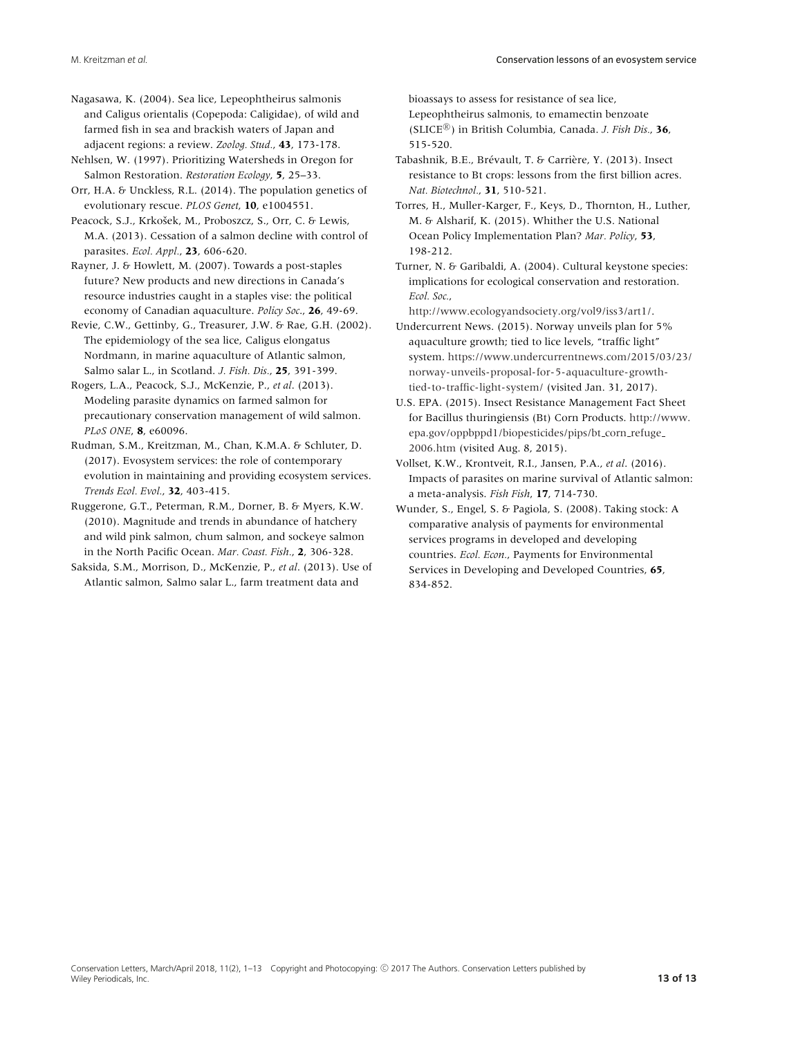Nagasawa, K. (2004). Sea lice, Lepeophtheirus salmonis and Caligus orientalis (Copepoda: Caligidae), of wild and farmed fish in sea and brackish waters of Japan and adjacent regions: a review. *Zoolog. Stud.*, **43**, 173-178.

Nehlsen, W. (1997). Prioritizing Watersheds in Oregon for Salmon Restoration. *Restoration Ecology*, **5**, 25–33.

Orr, H.A. & Unckless, R.L. (2014). The population genetics of evolutionary rescue. *PLOS Genet*, **10**, e1004551.

Peacock, S.J., Krkošek, M., Proboszcz, S., Orr, C. & Lewis, M.A. (2013). Cessation of a salmon decline with control of parasites. *Ecol. Appl.*, **23**, 606-620.

Rayner, J. & Howlett, M. (2007). Towards a post-staples future? New products and new directions in Canada's resource industries caught in a staples vise: the political economy of Canadian aquaculture. *Policy Soc.*, **26**, 49-69.

Revie, C.W., Gettinby, G., Treasurer, J.W. & Rae, G.H. (2002). The epidemiology of the sea lice, Caligus elongatus Nordmann, in marine aquaculture of Atlantic salmon, Salmo salar L., in Scotland. *J. Fish. Dis.*, **25**, 391-399.

Rogers, L.A., Peacock, S.J., McKenzie, P., *et al*. (2013). Modeling parasite dynamics on farmed salmon for precautionary conservation management of wild salmon. *PLoS ONE*, **8**, e60096.

Rudman, S.M., Kreitzman, M., Chan, K.M.A. & Schluter, D. (2017). Evosystem services: the role of contemporary evolution in maintaining and providing ecosystem services. *Trends Ecol. Evol.*, **32**, 403-415.

Ruggerone, G.T., Peterman, R.M., Dorner, B. & Myers, K.W. (2010). Magnitude and trends in abundance of hatchery and wild pink salmon, chum salmon, and sockeye salmon in the North Pacific Ocean. *Mar. Coast. Fish.*, **2**, 306-328.

Saksida, S.M., Morrison, D., McKenzie, P., *et al*. (2013). Use of Atlantic salmon, Salmo salar L., farm treatment data and bioassays to assess for resistance of sea lice, Lepeophtheirus salmonis, to emamectin benzoate (SLICE®) in British Columbia, Canada. *J. Fish Dis.*, **36**, 515-520.

Tabashnik, B.E., Brévault, T. & Carrière, Y. (2013). Insect resistance to Bt crops: lessons from the first billion acres. *Nat. Biotechnol.*, **31**, 510-521.

Torres, H., Muller-Karger, F., Keys, D., Thornton, H., Luther, M. & Alsharif, K. (2015). Whither the U.S. National Ocean Policy Implementation Plan? *Mar. Policy*, **53**, 198-212.

Turner, N. & Garibaldi, A. (2004). Cultural keystone species: implications for ecological conservation and restoration. *Ecol. Soc.*, http://www.ecologyandsociety.org/vol9/iss3/art1/.

Undercurrent News. (2015). Norway unveils plan for 5% aquaculture growth; tied to lice levels, "traffic light" system. https://www.undercurrentnews.com/2015/03/23/norway-unveils-proposal-for-5-aquaculture-growth-tied-to-traffic-light-system/ (visited Jan. 31, 2017).

U.S. EPA. (2015). Insect Resistance Management Fact Sheet for Bacillus thuringiensis (Bt) Corn Products. http://www.epa.gov/oppbppd1/biopesticides/pips/bt_corn_refuge_2006.htm (visited Aug. 8, 2015).

Vollset, K.W., Krontveit, R.I., Jansen, P.A., *et al*. (2016). Impacts of parasites on marine survival of Atlantic salmon: a meta-analysis. *Fish Fish*, **17**, 714-730.

Wunder, S., Engel, S. & Pagiola, S. (2008). Taking stock: A comparative analysis of payments for environmental services programs in developed and developing countries. *Ecol. Econ.*, Payments for Environmental Services in Developing and Developed Countries, **65**, 834-852.